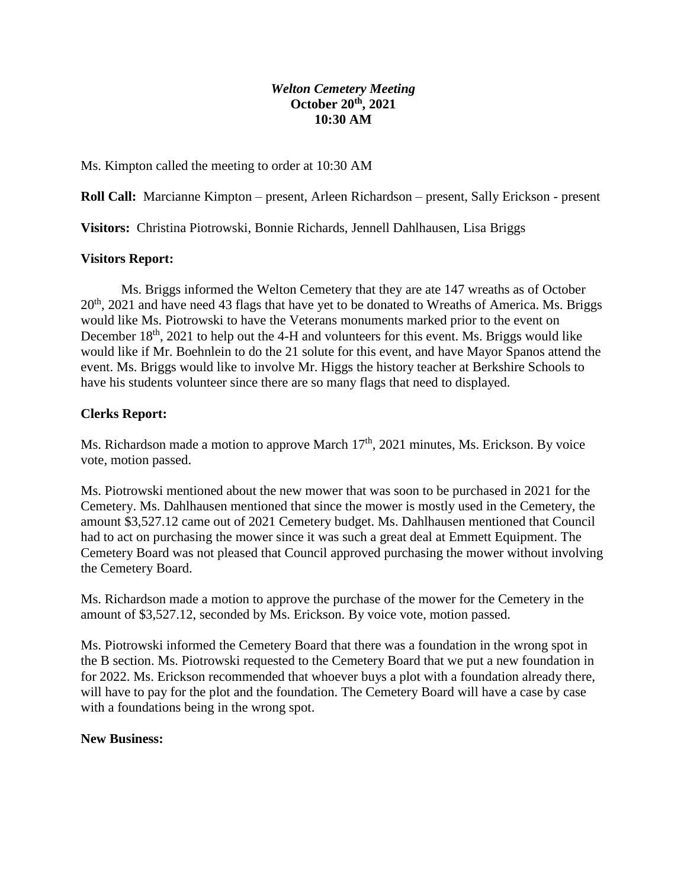***Welton Cemetery Meeting***
**October 20th, 2021**
**10:30 AM**

Ms. Kimpton called the meeting to order at 10:30 AM

**Roll Call:** Marcianne Kimpton – present, Arleen Richardson – present, Sally Erickson - present

**Visitors:** Christina Piotrowski, Bonnie Richards, Jennell Dahlhausen, Lisa Briggs

**Visitors Report:**

Ms. Briggs informed the Welton Cemetery that they are ate 147 wreaths as of October 20th, 2021 and have need 43 flags that have yet to be donated to Wreaths of America. Ms. Briggs would like Ms. Piotrowski to have the Veterans monuments marked prior to the event on December 18th, 2021 to help out the 4-H and volunteers for this event. Ms. Briggs would like would like if Mr. Boehnlein to do the 21 solute for this event, and have Mayor Spanos attend the event. Ms. Briggs would like to involve Mr. Higgs the history teacher at Berkshire Schools to have his students volunteer since there are so many flags that need to displayed.

**Clerks Report:**

Ms. Richardson made a motion to approve March 17th, 2021 minutes, Ms. Erickson. By voice vote, motion passed.

Ms. Piotrowski mentioned about the new mower that was soon to be purchased in 2021 for the Cemetery. Ms. Dahlhausen mentioned that since the mower is mostly used in the Cemetery, the amount $3,527.12 came out of 2021 Cemetery budget. Ms. Dahlhausen mentioned that Council had to act on purchasing the mower since it was such a great deal at Emmett Equipment. The Cemetery Board was not pleased that Council approved purchasing the mower without involving the Cemetery Board.

Ms. Richardson made a motion to approve the purchase of the mower for the Cemetery in the amount of $3,527.12, seconded by Ms. Erickson. By voice vote, motion passed.

Ms. Piotrowski informed the Cemetery Board that there was a foundation in the wrong spot in the B section. Ms. Piotrowski requested to the Cemetery Board that we put a new foundation in for 2022. Ms. Erickson recommended that whoever buys a plot with a foundation already there, will have to pay for the plot and the foundation. The Cemetery Board will have a case by case with a foundations being in the wrong spot.

**New Business:**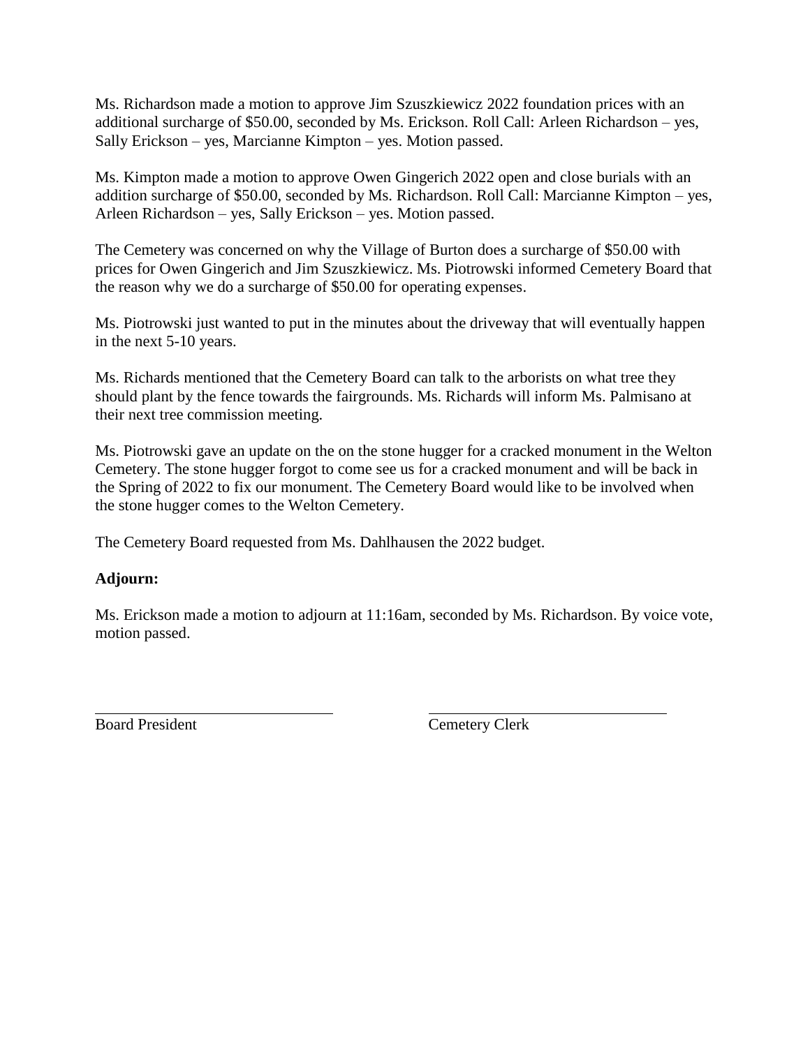Ms. Richardson made a motion to approve Jim Szuszkiewicz 2022 foundation prices with an additional surcharge of $50.00, seconded by Ms. Erickson. Roll Call: Arleen Richardson – yes, Sally Erickson – yes, Marcianne Kimpton – yes. Motion passed.

Ms. Kimpton made a motion to approve Owen Gingerich 2022 open and close burials with an addition surcharge of $50.00, seconded by Ms. Richardson. Roll Call: Marcianne Kimpton – yes, Arleen Richardson – yes, Sally Erickson – yes. Motion passed.

The Cemetery was concerned on why the Village of Burton does a surcharge of $50.00 with prices for Owen Gingerich and Jim Szuszkiewicz. Ms. Piotrowski informed Cemetery Board that the reason why we do a surcharge of $50.00 for operating expenses.

Ms. Piotrowski just wanted to put in the minutes about the driveway that will eventually happen in the next 5-10 years.

Ms. Richards mentioned that the Cemetery Board can talk to the arborists on what tree they should plant by the fence towards the fairgrounds. Ms. Richards will inform Ms. Palmisano at their next tree commission meeting.

Ms. Piotrowski gave an update on the on the stone hugger for a cracked monument in the Welton Cemetery. The stone hugger forgot to come see us for a cracked monument and will be back in the Spring of 2022 to fix our monument. The Cemetery Board would like to be involved when the stone hugger comes to the Welton Cemetery.

The Cemetery Board requested from Ms. Dahlhausen the 2022 budget.

**Adjourn:**

Ms. Erickson made a motion to adjourn at 11:16am, seconded by Ms. Richardson. By voice vote, motion passed.

\_\_\_\_\_\_\_\_\_\_\_\_\_\_\_\_\_\_\_\_\_\_\_\_\_\_\_\_\_\_\_\_\_\_
Board President

\_\_\_\_\_\_\_\_\_\_\_\_\_\_\_\_\_\_\_\_\_\_\_\_\_\_\_\_\_\_\_\_\_\_
Cemetery Clerk